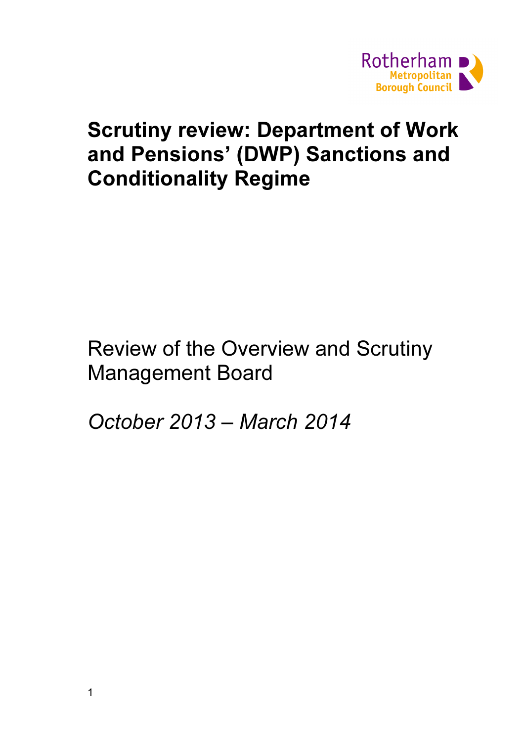Rotherham Metropolitan Borough Council

# Scrutiny review: Department of Work and Pensions' (DWP) Sanctions and Conditionality Regime

Review of the Overview and Scrutiny Management Board

*October 2013 – March 2014*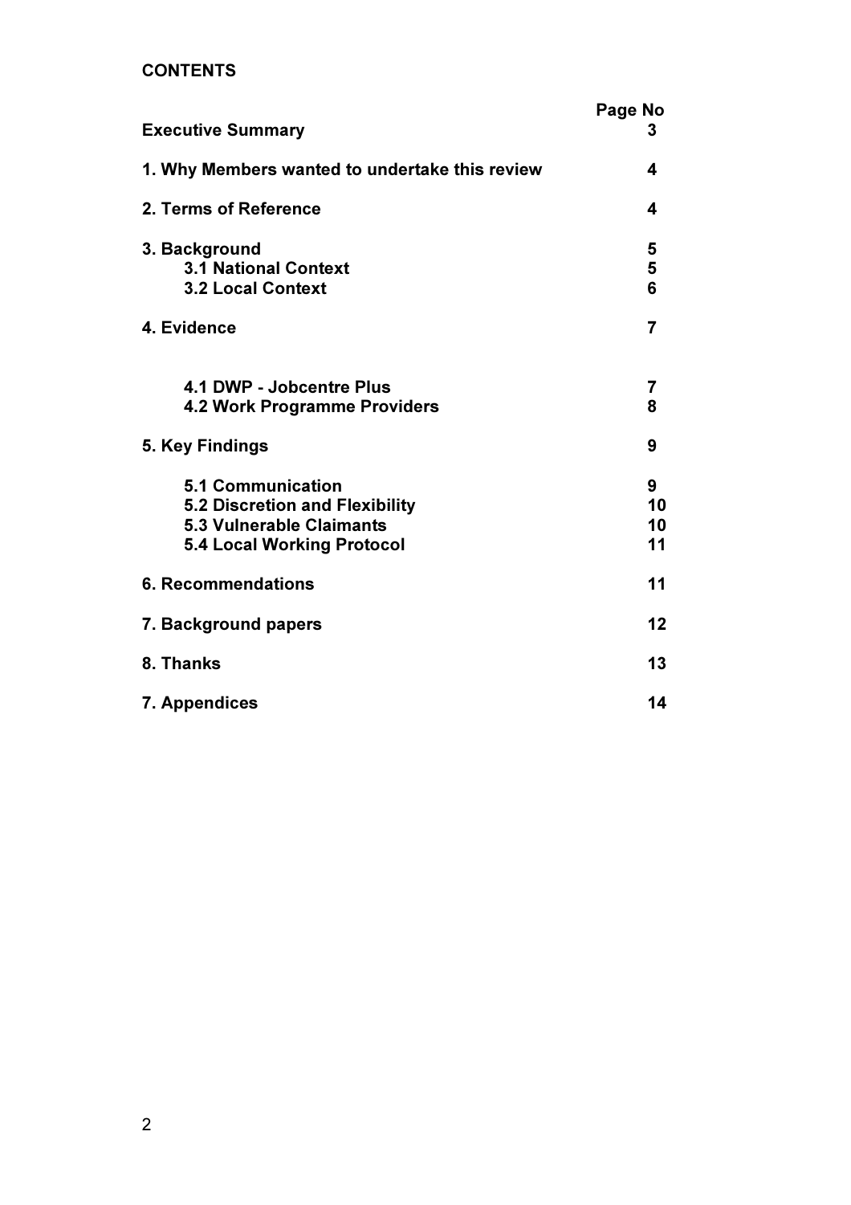**CONTENTS**

| | Page No |
|---|---|
| **Executive Summary** | **3** |
| **1. Why Members wanted to undertake this review** | **4** |
| **2. Terms of Reference** | **4** |
| **3. Background** | **5** |
| **3.1 National Context** | **5** |
| **3.2 Local Context** | **6** |
| **4. Evidence** | **7** |
| **4.1 DWP - Jobcentre Plus** | **7** |
| **4.2 Work Programme Providers** | **8** |
| **5. Key Findings** | **9** |
| **5.1 Communication** | **9** |
| **5.2 Discretion and Flexibility** | **10** |
| **5.3 Vulnerable Claimants** | **10** |
| **5.4 Local Working Protocol** | **11** |
| **6. Recommendations** | **11** |
| **7. Background papers** | **12** |
| **8. Thanks** | **13** |
| **7. Appendices** | **14** |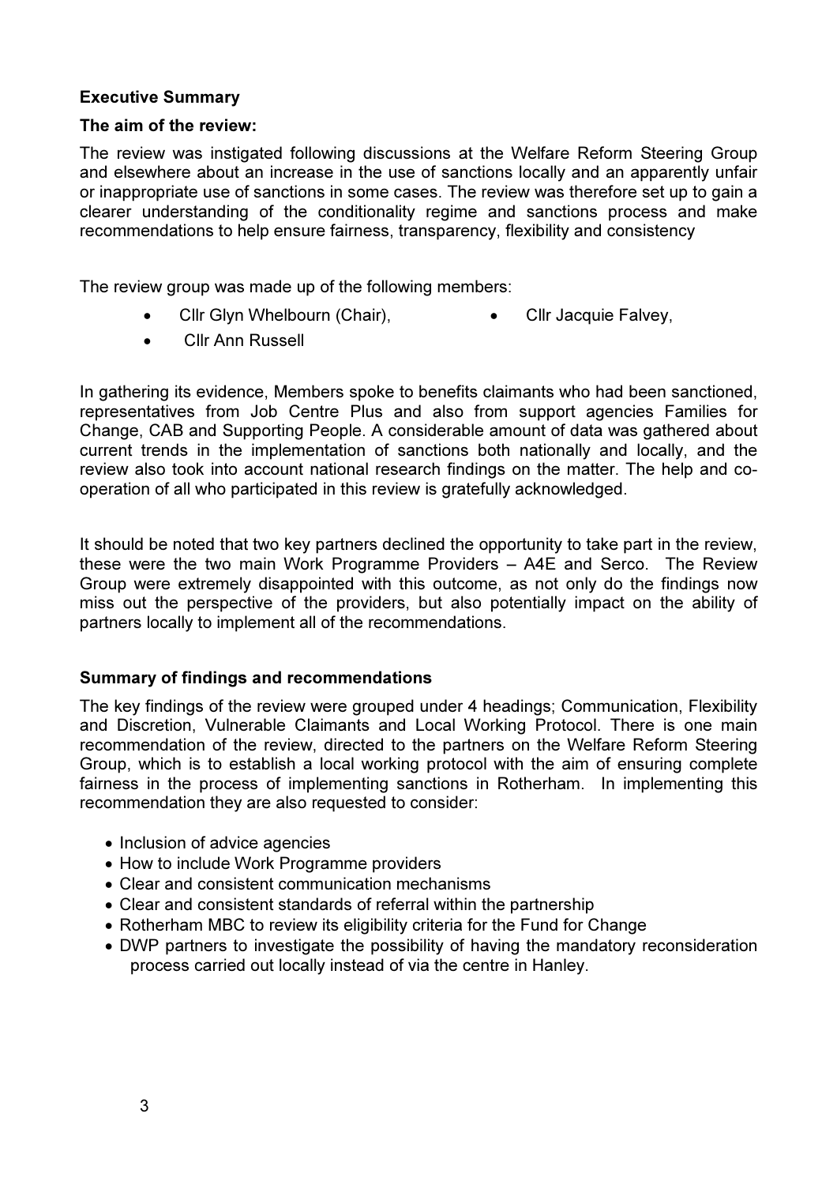**Executive Summary**

**The aim of the review:**

The review was instigated following discussions at the Welfare Reform Steering Group and elsewhere about an increase in the use of sanctions locally and an apparently unfair or inappropriate use of sanctions in some cases. The review was therefore set up to gain a clearer understanding of the conditionality regime and sanctions process and make recommendations to help ensure fairness, transparency, flexibility and consistency

The review group was made up of the following members:

- Cllr Glyn Whelbourn (Chair),
- Cllr Jacquie Falvey,
- Cllr Ann Russell

In gathering its evidence, Members spoke to benefits claimants who had been sanctioned, representatives from Job Centre Plus and also from support agencies Families for Change, CAB and Supporting People. A considerable amount of data was gathered about current trends in the implementation of sanctions both nationally and locally, and the review also took into account national research findings on the matter. The help and co-operation of all who participated in this review is gratefully acknowledged.

It should be noted that two key partners declined the opportunity to take part in the review, these were the two main Work Programme Providers – A4E and Serco. The Review Group were extremely disappointed with this outcome, as not only do the findings now miss out the perspective of the providers, but also potentially impact on the ability of partners locally to implement all of the recommendations.

**Summary of findings and recommendations**

The key findings of the review were grouped under 4 headings; Communication, Flexibility and Discretion, Vulnerable Claimants and Local Working Protocol. There is one main recommendation of the review, directed to the partners on the Welfare Reform Steering Group, which is to establish a local working protocol with the aim of ensuring complete fairness in the process of implementing sanctions in Rotherham. In implementing this recommendation they are also requested to consider:

- Inclusion of advice agencies
- How to include Work Programme providers
- Clear and consistent communication mechanisms
- Clear and consistent standards of referral within the partnership
- Rotherham MBC to review its eligibility criteria for the Fund for Change
- DWP partners to investigate the possibility of having the mandatory reconsideration process carried out locally instead of via the centre in Hanley.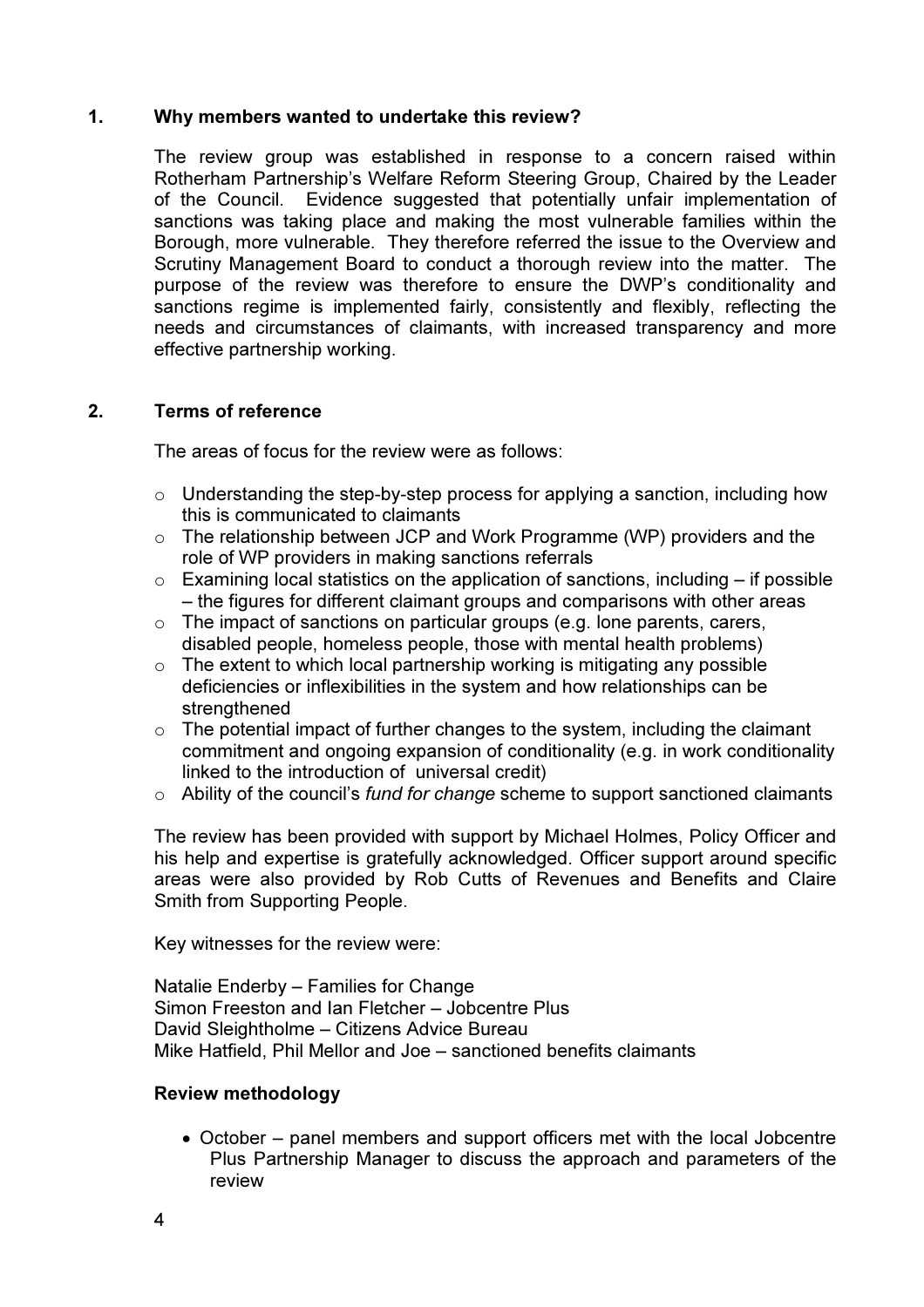## 1. Why members wanted to undertake this review?

The review group was established in response to a concern raised within Rotherham Partnership's Welfare Reform Steering Group, Chaired by the Leader of the Council. Evidence suggested that potentially unfair implementation of sanctions was taking place and making the most vulnerable families within the Borough, more vulnerable. They therefore referred the issue to the Overview and Scrutiny Management Board to conduct a thorough review into the matter. The purpose of the review was therefore to ensure the DWP's conditionality and sanctions regime is implemented fairly, consistently and flexibly, reflecting the needs and circumstances of claimants, with increased transparency and more effective partnership working.

## 2. Terms of reference

The areas of focus for the review were as follows:

- Understanding the step-by-step process for applying a sanction, including how this is communicated to claimants
- The relationship between JCP and Work Programme (WP) providers and the role of WP providers in making sanctions referrals
- Examining local statistics on the application of sanctions, including – if possible – the figures for different claimant groups and comparisons with other areas
- The impact of sanctions on particular groups (e.g. lone parents, carers, disabled people, homeless people, those with mental health problems)
- The extent to which local partnership working is mitigating any possible deficiencies or inflexibilities in the system and how relationships can be strengthened
- The potential impact of further changes to the system, including the claimant commitment and ongoing expansion of conditionality (e.g. in work conditionality linked to the introduction of universal credit)
- Ability of the council's *fund for change* scheme to support sanctioned claimants

The review has been provided with support by Michael Holmes, Policy Officer and his help and expertise is gratefully acknowledged. Officer support around specific areas were also provided by Rob Cutts of Revenues and Benefits and Claire Smith from Supporting People.

Key witnesses for the review were:

Natalie Enderby – Families for Change
Simon Freeston and Ian Fletcher – Jobcentre Plus
David Sleightholme – Citizens Advice Bureau
Mike Hatfield, Phil Mellor and Joe – sanctioned benefits claimants

### Review methodology

- October – panel members and support officers met with the local Jobcentre Plus Partnership Manager to discuss the approach and parameters of the review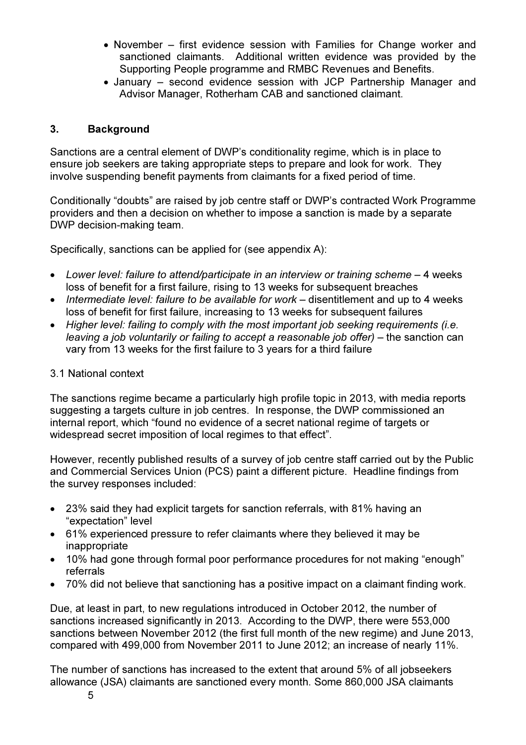- November – first evidence session with Families for Change worker and sanctioned claimants. Additional written evidence was provided by the Supporting People programme and RMBC Revenues and Benefits.
- January – second evidence session with JCP Partnership Manager and Advisor Manager, Rotherham CAB and sanctioned claimant.

## 3. Background

Sanctions are a central element of DWP's conditionality regime, which is in place to ensure job seekers are taking appropriate steps to prepare and look for work. They involve suspending benefit payments from claimants for a fixed period of time.

Conditionally "doubts" are raised by job centre staff or DWP's contracted Work Programme providers and then a decision on whether to impose a sanction is made by a separate DWP decision-making team.

Specifically, sanctions can be applied for (see appendix A):

- *Lower level: failure to attend/participate in an interview or training scheme* – 4 weeks loss of benefit for a first failure, rising to 13 weeks for subsequent breaches
- *Intermediate level: failure to be available for work* – disentitlement and up to 4 weeks loss of benefit for first failure, increasing to 13 weeks for subsequent failures
- *Higher level: failing to comply with the most important job seeking requirements (i.e. leaving a job voluntarily or failing to accept a reasonable job offer)* – the sanction can vary from 13 weeks for the first failure to 3 years for a third failure

### 3.1 National context

The sanctions regime became a particularly high profile topic in 2013, with media reports suggesting a targets culture in job centres. In response, the DWP commissioned an internal report, which "found no evidence of a secret national regime of targets or widespread secret imposition of local regimes to that effect".

However, recently published results of a survey of job centre staff carried out by the Public and Commercial Services Union (PCS) paint a different picture. Headline findings from the survey responses included:

- 23% said they had explicit targets for sanction referrals, with 81% having an "expectation" level
- 61% experienced pressure to refer claimants where they believed it may be inappropriate
- 10% had gone through formal poor performance procedures for not making "enough" referrals
- 70% did not believe that sanctioning has a positive impact on a claimant finding work.

Due, at least in part, to new regulations introduced in October 2012, the number of sanctions increased significantly in 2013. According to the DWP, there were 553,000 sanctions between November 2012 (the first full month of the new regime) and June 2013, compared with 499,000 from November 2011 to June 2012; an increase of nearly 11%.

The number of sanctions has increased to the extent that around 5% of all jobseekers allowance (JSA) claimants are sanctioned every month. Some 860,000 JSA claimants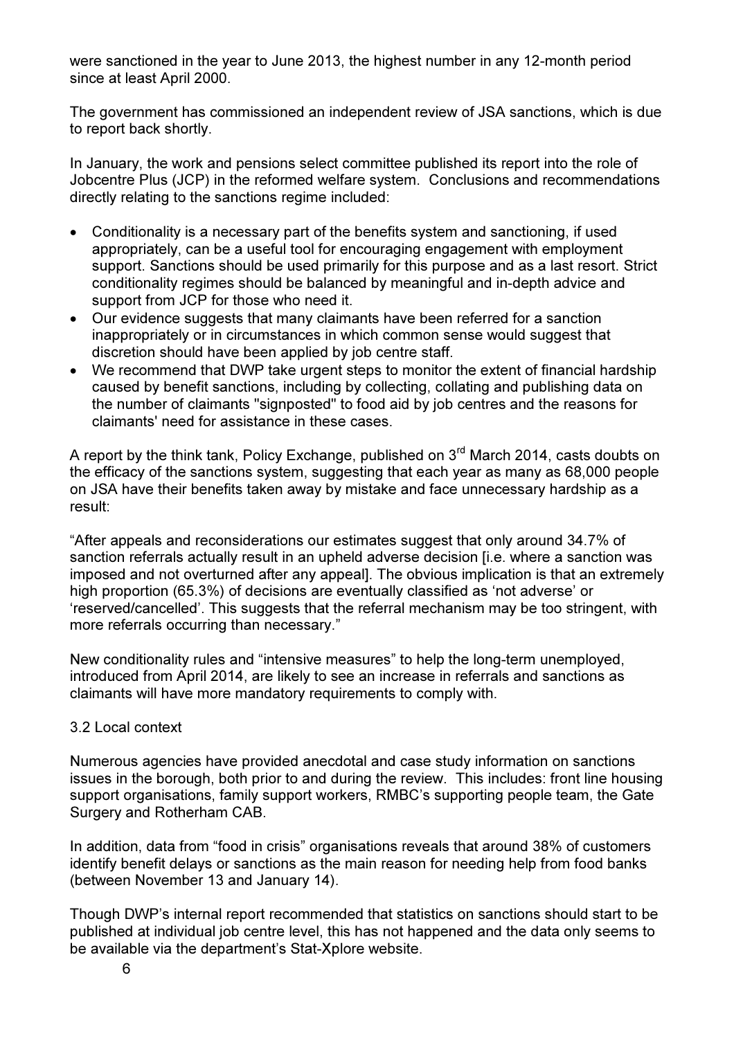were sanctioned in the year to June 2013, the highest number in any 12-month period since at least April 2000.

The government has commissioned an independent review of JSA sanctions, which is due to report back shortly.

In January, the work and pensions select committee published its report into the role of Jobcentre Plus (JCP) in the reformed welfare system. Conclusions and recommendations directly relating to the sanctions regime included:

- Conditionality is a necessary part of the benefits system and sanctioning, if used appropriately, can be a useful tool for encouraging engagement with employment support. Sanctions should be used primarily for this purpose and as a last resort. Strict conditionality regimes should be balanced by meaningful and in-depth advice and support from JCP for those who need it.
- Our evidence suggests that many claimants have been referred for a sanction inappropriately or in circumstances in which common sense would suggest that discretion should have been applied by job centre staff.
- We recommend that DWP take urgent steps to monitor the extent of financial hardship caused by benefit sanctions, including by collecting, collating and publishing data on the number of claimants "signposted" to food aid by job centres and the reasons for claimants' need for assistance in these cases.

A report by the think tank, Policy Exchange, published on 3rd March 2014, casts doubts on the efficacy of the sanctions system, suggesting that each year as many as 68,000 people on JSA have their benefits taken away by mistake and face unnecessary hardship as a result:

"After appeals and reconsiderations our estimates suggest that only around 34.7% of sanction referrals actually result in an upheld adverse decision [i.e. where a sanction was imposed and not overturned after any appeal]. The obvious implication is that an extremely high proportion (65.3%) of decisions are eventually classified as 'not adverse' or 'reserved/cancelled'. This suggests that the referral mechanism may be too stringent, with more referrals occurring than necessary."

New conditionality rules and "intensive measures" to help the long-term unemployed, introduced from April 2014, are likely to see an increase in referrals and sanctions as claimants will have more mandatory requirements to comply with.

3.2 Local context

Numerous agencies have provided anecdotal and case study information on sanctions issues in the borough, both prior to and during the review. This includes: front line housing support organisations, family support workers, RMBC's supporting people team, the Gate Surgery and Rotherham CAB.

In addition, data from "food in crisis" organisations reveals that around 38% of customers identify benefit delays or sanctions as the main reason for needing help from food banks (between November 13 and January 14).

Though DWP's internal report recommended that statistics on sanctions should start to be published at individual job centre level, this has not happened and the data only seems to be available via the department's Stat-Xplore website.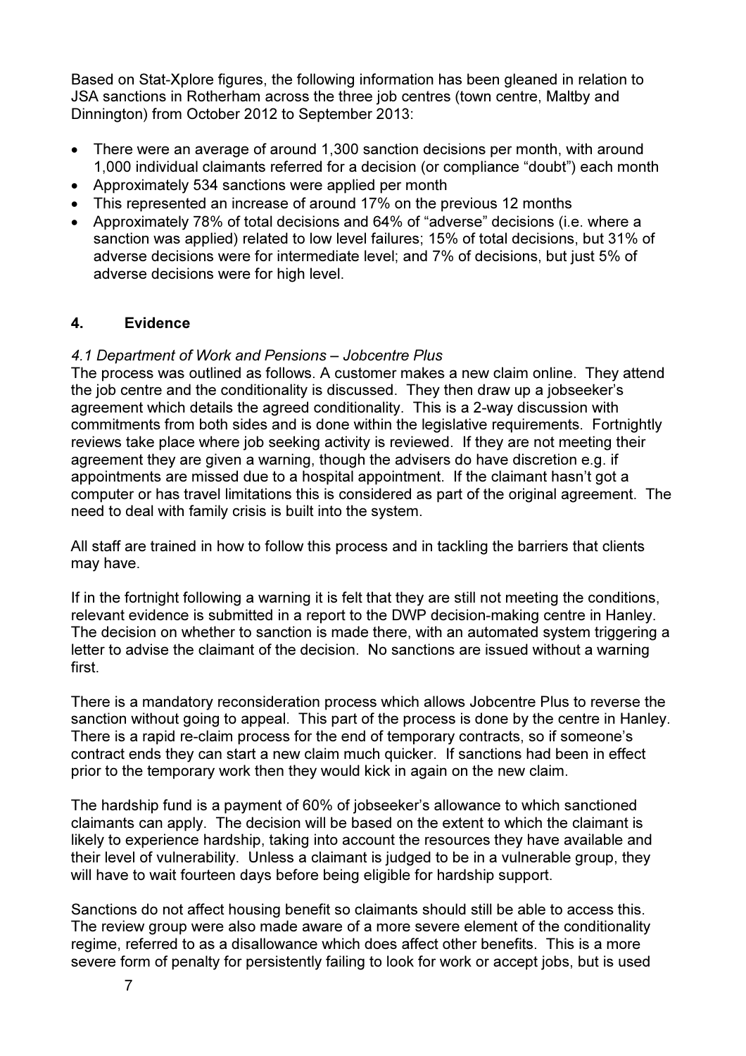Based on Stat-Xplore figures, the following information has been gleaned in relation to JSA sanctions in Rotherham across the three job centres (town centre, Maltby and Dinnington) from October 2012 to September 2013:

- There were an average of around 1,300 sanction decisions per month, with around 1,000 individual claimants referred for a decision (or compliance "doubt") each month
- Approximately 534 sanctions were applied per month
- This represented an increase of around 17% on the previous 12 months
- Approximately 78% of total decisions and 64% of "adverse" decisions (i.e. where a sanction was applied) related to low level failures; 15% of total decisions, but 31% of adverse decisions were for intermediate level; and 7% of decisions, but just 5% of adverse decisions were for high level.

## 4. Evidence

*4.1 Department of Work and Pensions – Jobcentre Plus*

The process was outlined as follows. A customer makes a new claim online. They attend the job centre and the conditionality is discussed. They then draw up a jobseeker's agreement which details the agreed conditionality. This is a 2-way discussion with commitments from both sides and is done within the legislative requirements. Fortnightly reviews take place where job seeking activity is reviewed. If they are not meeting their agreement they are given a warning, though the advisers do have discretion e.g. if appointments are missed due to a hospital appointment. If the claimant hasn't got a computer or has travel limitations this is considered as part of the original agreement. The need to deal with family crisis is built into the system.

All staff are trained in how to follow this process and in tackling the barriers that clients may have.

If in the fortnight following a warning it is felt that they are still not meeting the conditions, relevant evidence is submitted in a report to the DWP decision-making centre in Hanley. The decision on whether to sanction is made there, with an automated system triggering a letter to advise the claimant of the decision. No sanctions are issued without a warning first.

There is a mandatory reconsideration process which allows Jobcentre Plus to reverse the sanction without going to appeal. This part of the process is done by the centre in Hanley. There is a rapid re-claim process for the end of temporary contracts, so if someone's contract ends they can start a new claim much quicker. If sanctions had been in effect prior to the temporary work then they would kick in again on the new claim.

The hardship fund is a payment of 60% of jobseeker's allowance to which sanctioned claimants can apply. The decision will be based on the extent to which the claimant is likely to experience hardship, taking into account the resources they have available and their level of vulnerability. Unless a claimant is judged to be in a vulnerable group, they will have to wait fourteen days before being eligible for hardship support.

Sanctions do not affect housing benefit so claimants should still be able to access this. The review group were also made aware of a more severe element of the conditionality regime, referred to as a disallowance which does affect other benefits. This is a more severe form of penalty for persistently failing to look for work or accept jobs, but is used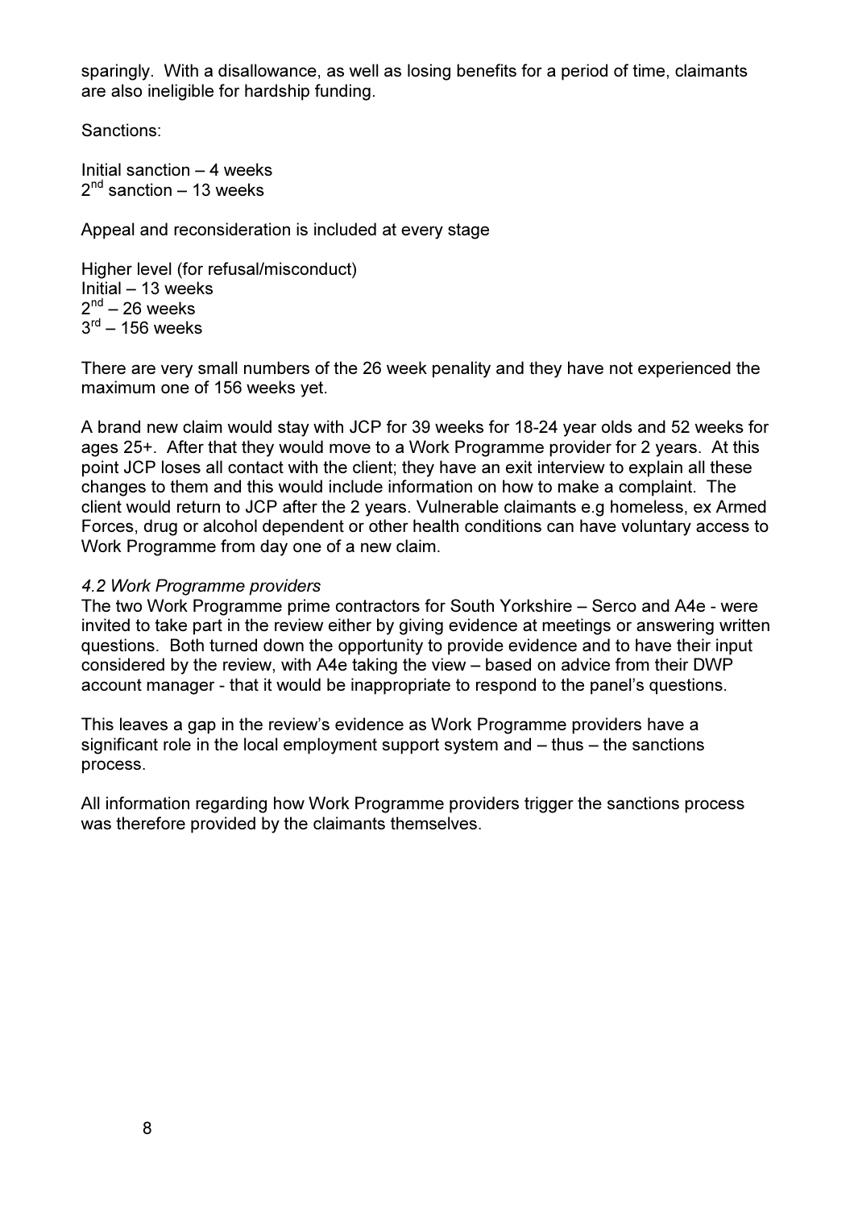sparingly. With a disallowance, as well as losing benefits for a period of time, claimants are also ineligible for hardship funding.

Sanctions:

Initial sanction – 4 weeks
2nd sanction – 13 weeks

Appeal and reconsideration is included at every stage

Higher level (for refusal/misconduct)
Initial – 13 weeks
2nd – 26 weeks
3rd – 156 weeks

There are very small numbers of the 26 week penality and they have not experienced the maximum one of 156 weeks yet.

A brand new claim would stay with JCP for 39 weeks for 18-24 year olds and 52 weeks for ages 25+. After that they would move to a Work Programme provider for 2 years. At this point JCP loses all contact with the client; they have an exit interview to explain all these changes to them and this would include information on how to make a complaint. The client would return to JCP after the 2 years. Vulnerable claimants e.g homeless, ex Armed Forces, drug or alcohol dependent or other health conditions can have voluntary access to Work Programme from day one of a new claim.

### *4.2 Work Programme providers*

The two Work Programme prime contractors for South Yorkshire – Serco and A4e - were invited to take part in the review either by giving evidence at meetings or answering written questions. Both turned down the opportunity to provide evidence and to have their input considered by the review, with A4e taking the view – based on advice from their DWP account manager - that it would be inappropriate to respond to the panel's questions.

This leaves a gap in the review's evidence as Work Programme providers have a significant role in the local employment support system and – thus – the sanctions process.

All information regarding how Work Programme providers trigger the sanctions process was therefore provided by the claimants themselves.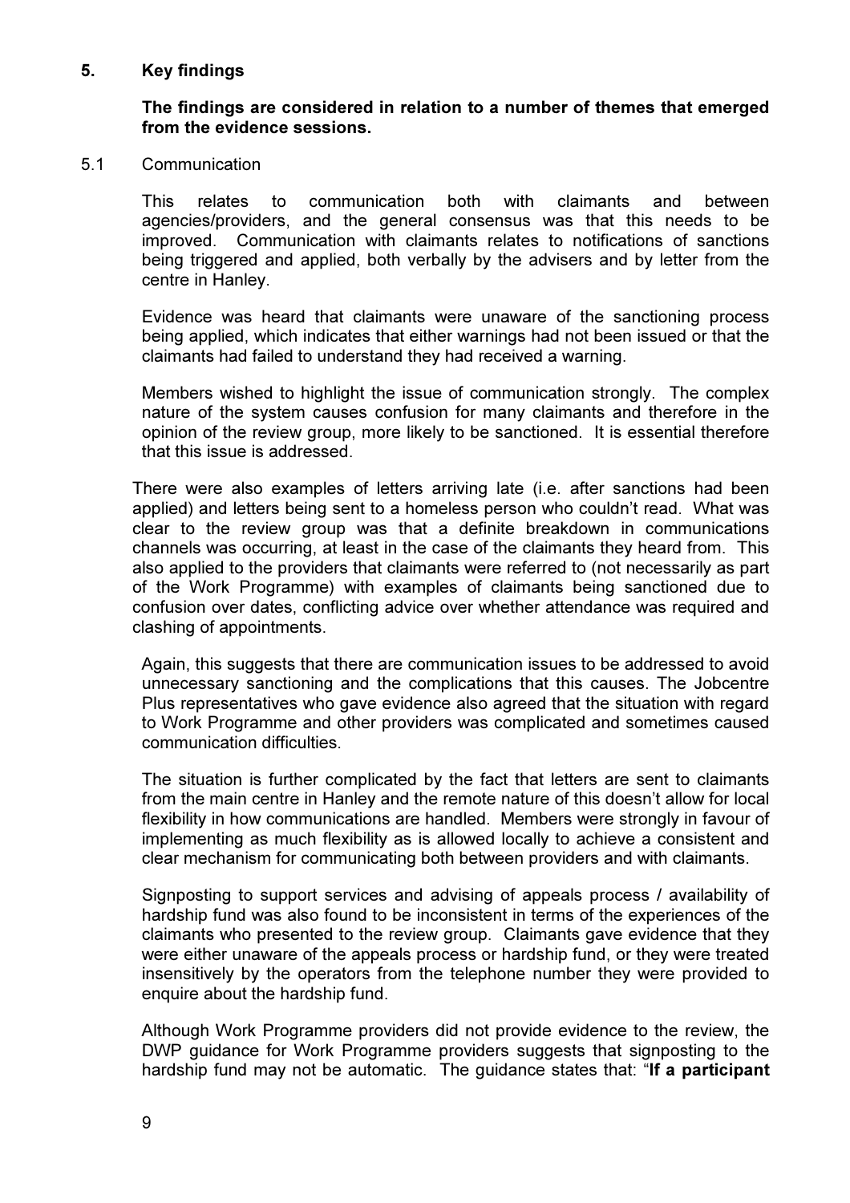## 5. Key findings

**The findings are considered in relation to a number of themes that emerged from the evidence sessions.**

### 5.1 Communication

This relates to communication both with claimants and between agencies/providers, and the general consensus was that this needs to be improved. Communication with claimants relates to notifications of sanctions being triggered and applied, both verbally by the advisers and by letter from the centre in Hanley.

Evidence was heard that claimants were unaware of the sanctioning process being applied, which indicates that either warnings had not been issued or that the claimants had failed to understand they had received a warning.

Members wished to highlight the issue of communication strongly. The complex nature of the system causes confusion for many claimants and therefore in the opinion of the review group, more likely to be sanctioned. It is essential therefore that this issue is addressed.

There were also examples of letters arriving late (i.e. after sanctions had been applied) and letters being sent to a homeless person who couldn't read. What was clear to the review group was that a definite breakdown in communications channels was occurring, at least in the case of the claimants they heard from. This also applied to the providers that claimants were referred to (not necessarily as part of the Work Programme) with examples of claimants being sanctioned due to confusion over dates, conflicting advice over whether attendance was required and clashing of appointments.

Again, this suggests that there are communication issues to be addressed to avoid unnecessary sanctioning and the complications that this causes. The Jobcentre Plus representatives who gave evidence also agreed that the situation with regard to Work Programme and other providers was complicated and sometimes caused communication difficulties.

The situation is further complicated by the fact that letters are sent to claimants from the main centre in Hanley and the remote nature of this doesn't allow for local flexibility in how communications are handled. Members were strongly in favour of implementing as much flexibility as is allowed locally to achieve a consistent and clear mechanism for communicating both between providers and with claimants.

Signposting to support services and advising of appeals process / availability of hardship fund was also found to be inconsistent in terms of the experiences of the claimants who presented to the review group. Claimants gave evidence that they were either unaware of the appeals process or hardship fund, or they were treated insensitively by the operators from the telephone number they were provided to enquire about the hardship fund.

Although Work Programme providers did not provide evidence to the review, the DWP guidance for Work Programme providers suggests that signposting to the hardship fund may not be automatic. The guidance states that: "**If a participant**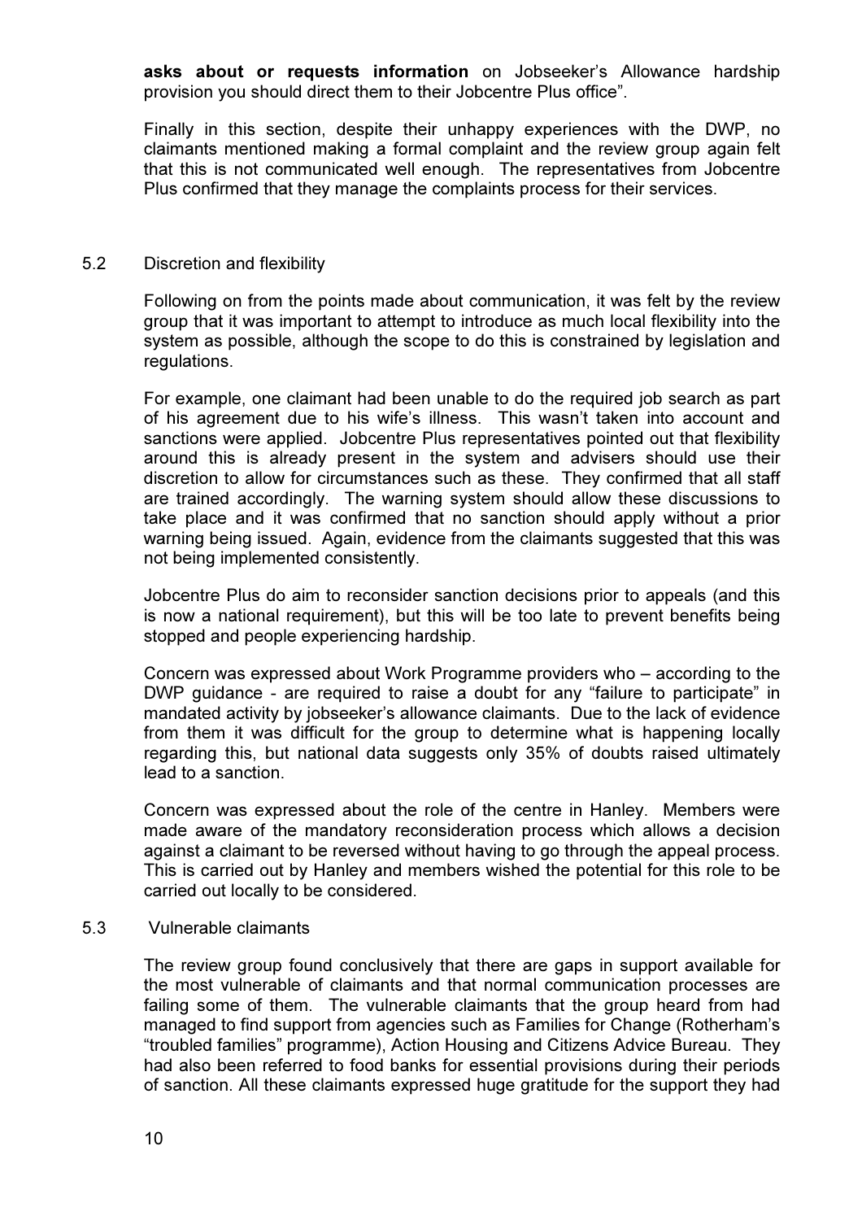**asks about or requests information** on Jobseeker's Allowance hardship provision you should direct them to their Jobcentre Plus office".

Finally in this section, despite their unhappy experiences with the DWP, no claimants mentioned making a formal complaint and the review group again felt that this is not communicated well enough. The representatives from Jobcentre Plus confirmed that they manage the complaints process for their services.

## 5.2 Discretion and flexibility

Following on from the points made about communication, it was felt by the review group that it was important to attempt to introduce as much local flexibility into the system as possible, although the scope to do this is constrained by legislation and regulations.

For example, one claimant had been unable to do the required job search as part of his agreement due to his wife's illness. This wasn't taken into account and sanctions were applied. Jobcentre Plus representatives pointed out that flexibility around this is already present in the system and advisers should use their discretion to allow for circumstances such as these. They confirmed that all staff are trained accordingly. The warning system should allow these discussions to take place and it was confirmed that no sanction should apply without a prior warning being issued. Again, evidence from the claimants suggested that this was not being implemented consistently.

Jobcentre Plus do aim to reconsider sanction decisions prior to appeals (and this is now a national requirement), but this will be too late to prevent benefits being stopped and people experiencing hardship.

Concern was expressed about Work Programme providers who – according to the DWP guidance - are required to raise a doubt for any "failure to participate" in mandated activity by jobseeker's allowance claimants. Due to the lack of evidence from them it was difficult for the group to determine what is happening locally regarding this, but national data suggests only 35% of doubts raised ultimately lead to a sanction.

Concern was expressed about the role of the centre in Hanley. Members were made aware of the mandatory reconsideration process which allows a decision against a claimant to be reversed without having to go through the appeal process. This is carried out by Hanley and members wished the potential for this role to be carried out locally to be considered.

## 5.3 Vulnerable claimants

The review group found conclusively that there are gaps in support available for the most vulnerable of claimants and that normal communication processes are failing some of them. The vulnerable claimants that the group heard from had managed to find support from agencies such as Families for Change (Rotherham's "troubled families" programme), Action Housing and Citizens Advice Bureau. They had also been referred to food banks for essential provisions during their periods of sanction. All these claimants expressed huge gratitude for the support they had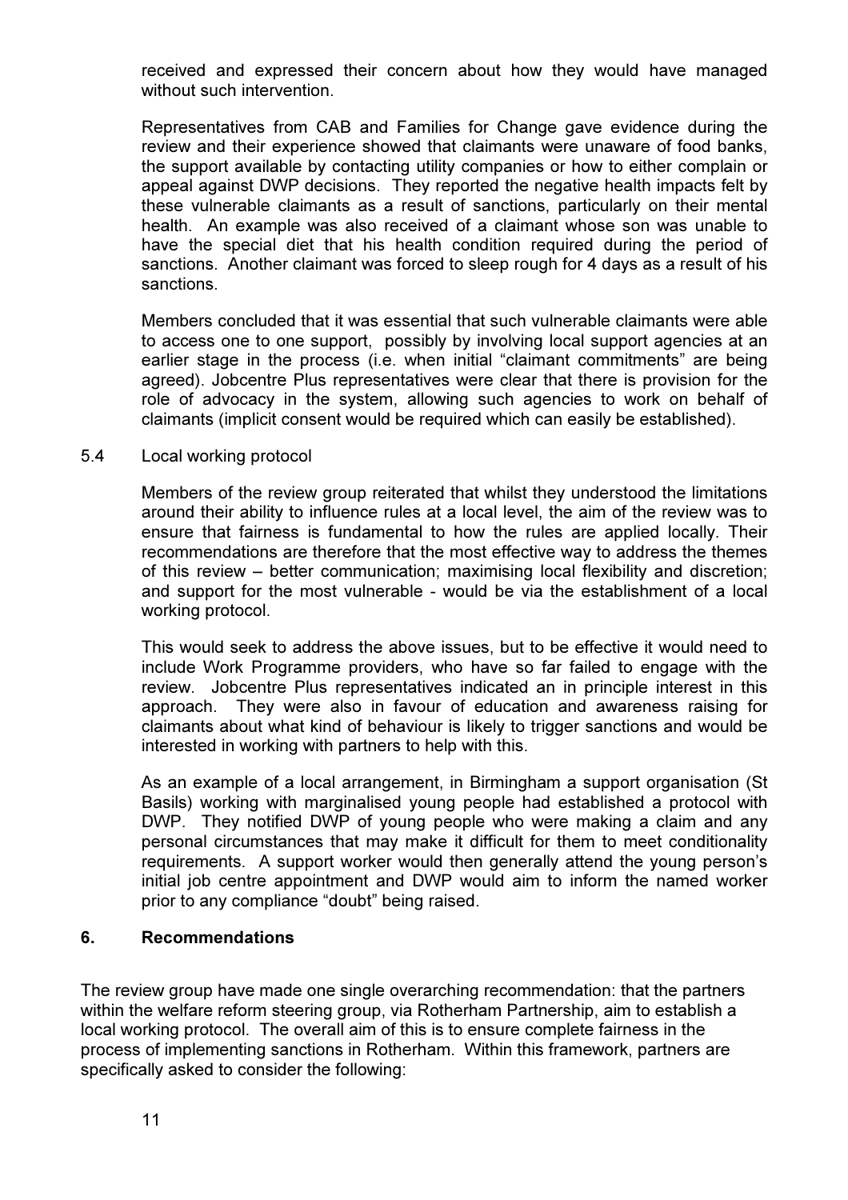received and expressed their concern about how they would have managed without such intervention.

Representatives from CAB and Families for Change gave evidence during the review and their experience showed that claimants were unaware of food banks, the support available by contacting utility companies or how to either complain or appeal against DWP decisions. They reported the negative health impacts felt by these vulnerable claimants as a result of sanctions, particularly on their mental health. An example was also received of a claimant whose son was unable to have the special diet that his health condition required during the period of sanctions. Another claimant was forced to sleep rough for 4 days as a result of his sanctions.

Members concluded that it was essential that such vulnerable claimants were able to access one to one support, possibly by involving local support agencies at an earlier stage in the process (i.e. when initial "claimant commitments" are being agreed). Jobcentre Plus representatives were clear that there is provision for the role of advocacy in the system, allowing such agencies to work on behalf of claimants (implicit consent would be required which can easily be established).

5.4 Local working protocol

Members of the review group reiterated that whilst they understood the limitations around their ability to influence rules at a local level, the aim of the review was to ensure that fairness is fundamental to how the rules are applied locally. Their recommendations are therefore that the most effective way to address the themes of this review – better communication; maximising local flexibility and discretion; and support for the most vulnerable - would be via the establishment of a local working protocol.

This would seek to address the above issues, but to be effective it would need to include Work Programme providers, who have so far failed to engage with the review. Jobcentre Plus representatives indicated an in principle interest in this approach. They were also in favour of education and awareness raising for claimants about what kind of behaviour is likely to trigger sanctions and would be interested in working with partners to help with this.

As an example of a local arrangement, in Birmingham a support organisation (St Basils) working with marginalised young people had established a protocol with DWP. They notified DWP of young people who were making a claim and any personal circumstances that may make it difficult for them to meet conditionality requirements. A support worker would then generally attend the young person's initial job centre appointment and DWP would aim to inform the named worker prior to any compliance "doubt" being raised.

## 6. Recommendations

The review group have made one single overarching recommendation: that the partners within the welfare reform steering group, via Rotherham Partnership, aim to establish a local working protocol. The overall aim of this is to ensure complete fairness in the process of implementing sanctions in Rotherham. Within this framework, partners are specifically asked to consider the following: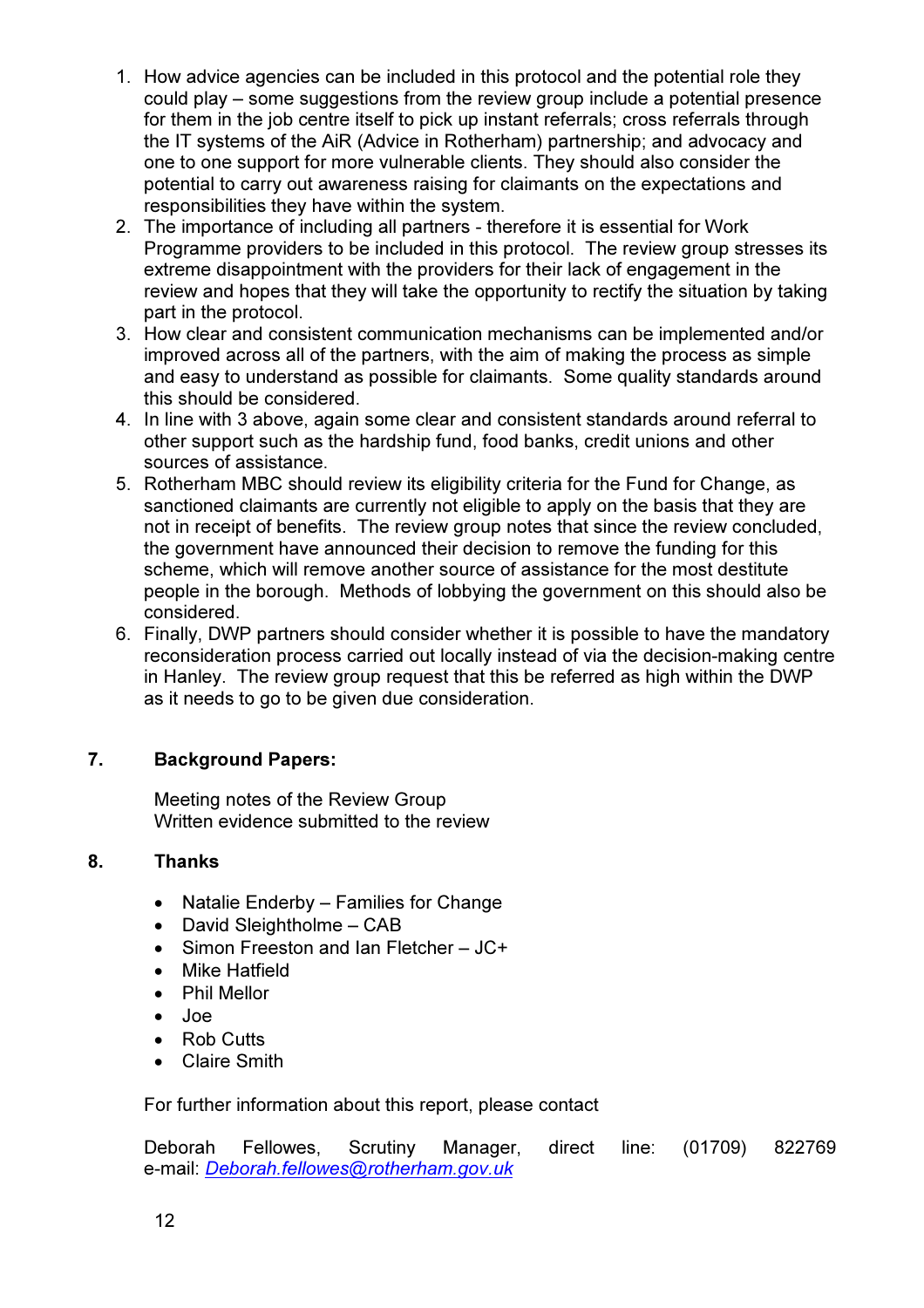1. How advice agencies can be included in this protocol and the potential role they could play – some suggestions from the review group include a potential presence for them in the job centre itself to pick up instant referrals; cross referrals through the IT systems of the AiR (Advice in Rotherham) partnership; and advocacy and one to one support for more vulnerable clients. They should also consider the potential to carry out awareness raising for claimants on the expectations and responsibilities they have within the system.
2. The importance of including all partners - therefore it is essential for Work Programme providers to be included in this protocol. The review group stresses its extreme disappointment with the providers for their lack of engagement in the review and hopes that they will take the opportunity to rectify the situation by taking part in the protocol.
3. How clear and consistent communication mechanisms can be implemented and/or improved across all of the partners, with the aim of making the process as simple and easy to understand as possible for claimants. Some quality standards around this should be considered.
4. In line with 3 above, again some clear and consistent standards around referral to other support such as the hardship fund, food banks, credit unions and other sources of assistance.
5. Rotherham MBC should review its eligibility criteria for the Fund for Change, as sanctioned claimants are currently not eligible to apply on the basis that they are not in receipt of benefits. The review group notes that since the review concluded, the government have announced their decision to remove the funding for this scheme, which will remove another source of assistance for the most destitute people in the borough. Methods of lobbying the government on this should also be considered.
6. Finally, DWP partners should consider whether it is possible to have the mandatory reconsideration process carried out locally instead of via the decision-making centre in Hanley. The review group request that this be referred as high within the DWP as it needs to go to be given due consideration.

## 7. Background Papers:

Meeting notes of the Review Group
Written evidence submitted to the review

## 8. Thanks

- Natalie Enderby – Families for Change
- David Sleightholme – CAB
- Simon Freeston and Ian Fletcher – JC+
- Mike Hatfield
- Phil Mellor
- Joe
- Rob Cutts
- Claire Smith

For further information about this report, please contact

Deborah Fellowes, Scrutiny Manager, direct line: (01709) 822769
e-mail: Deborah.fellowes@rotherham.gov.uk